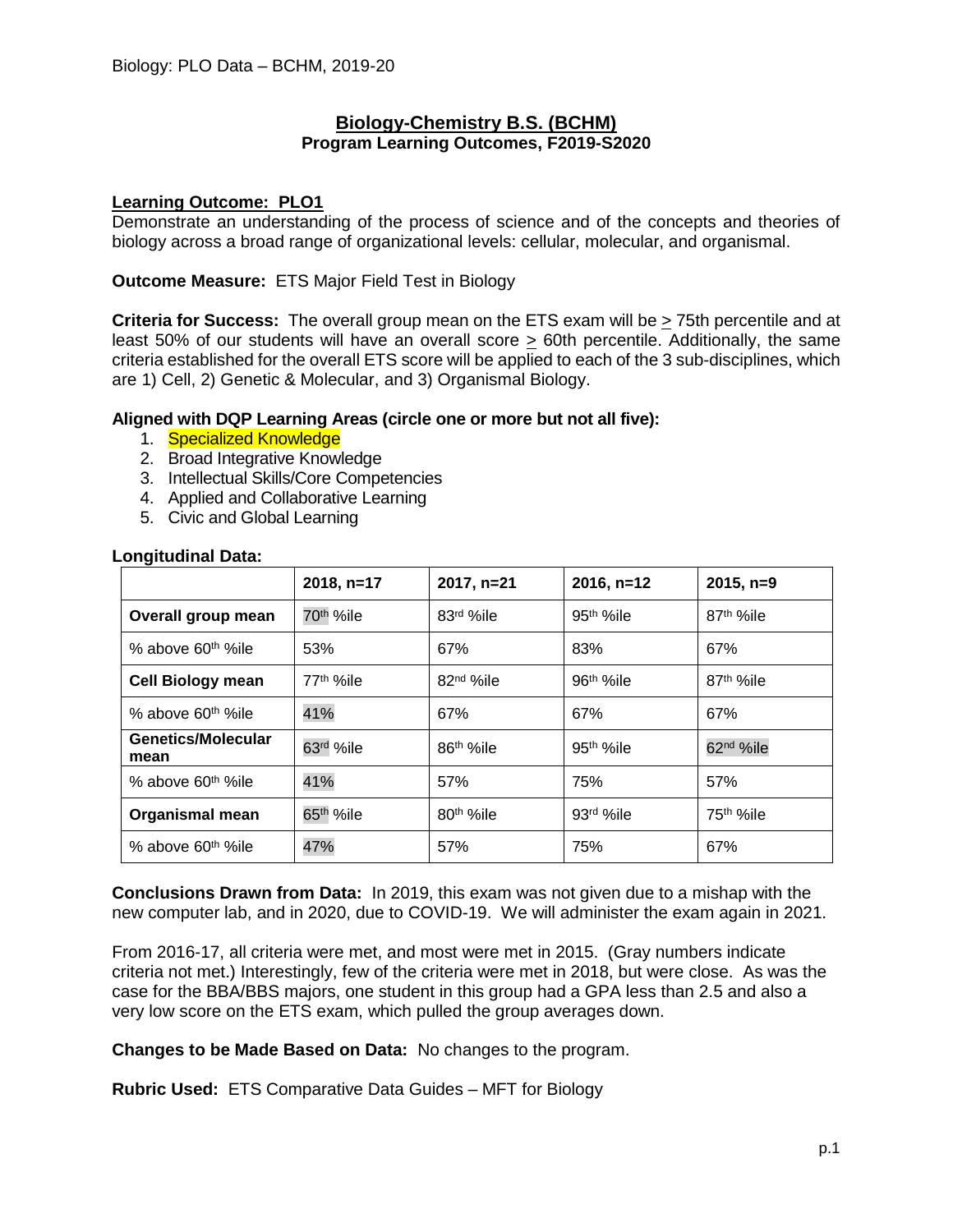# Biology-Chemistry B.S. (BCHM)

## Program Learning Outcomes, F2019-S2020

**Learning Outcome: PLO1**
Demonstrate an understanding of the process of science and of the concepts and theories of biology across a broad range of organizational levels: cellular, molecular, and organismal.

**Outcome Measure:** ETS Major Field Test in Biology

**Criteria for Success:** The overall group mean on the ETS exam will be $\geq$ 75th percentile and at least 50% of our students will have an overall score $\geq$ 60th percentile. Additionally, the same criteria established for the overall ETS score will be applied to each of the 3 sub-disciplines, which are 1) Cell, 2) Genetic & Molecular, and 3) Organismal Biology.

**Aligned with DQP Learning Areas (circle one or more but not all five):**

1. Specialized Knowledge
2. Broad Integrative Knowledge
3. Intellectual Skills/Core Competencies
4. Applied and Collaborative Learning
5. Civic and Global Learning

**Longitudinal Data:**

| | 2018, n=17 | 2017, n=21 | 2016, n=12 | 2015, n=9 |
|---|---|---|---|---|
| **Overall group mean** | 70th %ile | 83rd %ile | 95th %ile | 87th %ile |
| % above 60th %ile | 53% | 67% | 83% | 67% |
| **Cell Biology mean** | 77th %ile | 82nd %ile | 96th %ile | 87th %ile |
| % above 60th %ile | 41% | 67% | 67% | 67% |
| **Genetics/Molecular mean** | 63rd %ile | 86th %ile | 95th %ile | 62nd %ile |
| % above 60th %ile | 41% | 57% | 75% | 57% |
| **Organismal mean** | 65th %ile | 80th %ile | 93rd %ile | 75th %ile |
| % above 60th %ile | 47% | 57% | 75% | 67% |

**Conclusions Drawn from Data:** In 2019, this exam was not given due to a mishap with the new computer lab, and in 2020, due to COVID-19. We will administer the exam again in 2021.

From 2016-17, all criteria were met, and most were met in 2015. (Gray numbers indicate criteria not met.) Interestingly, few of the criteria were met in 2018, but were close. As was the case for the BBA/BBS majors, one student in this group had a GPA less than 2.5 and also a very low score on the ETS exam, which pulled the group averages down.

**Changes to be Made Based on Data:** No changes to the program.

**Rubric Used:** ETS Comparative Data Guides – MFT for Biology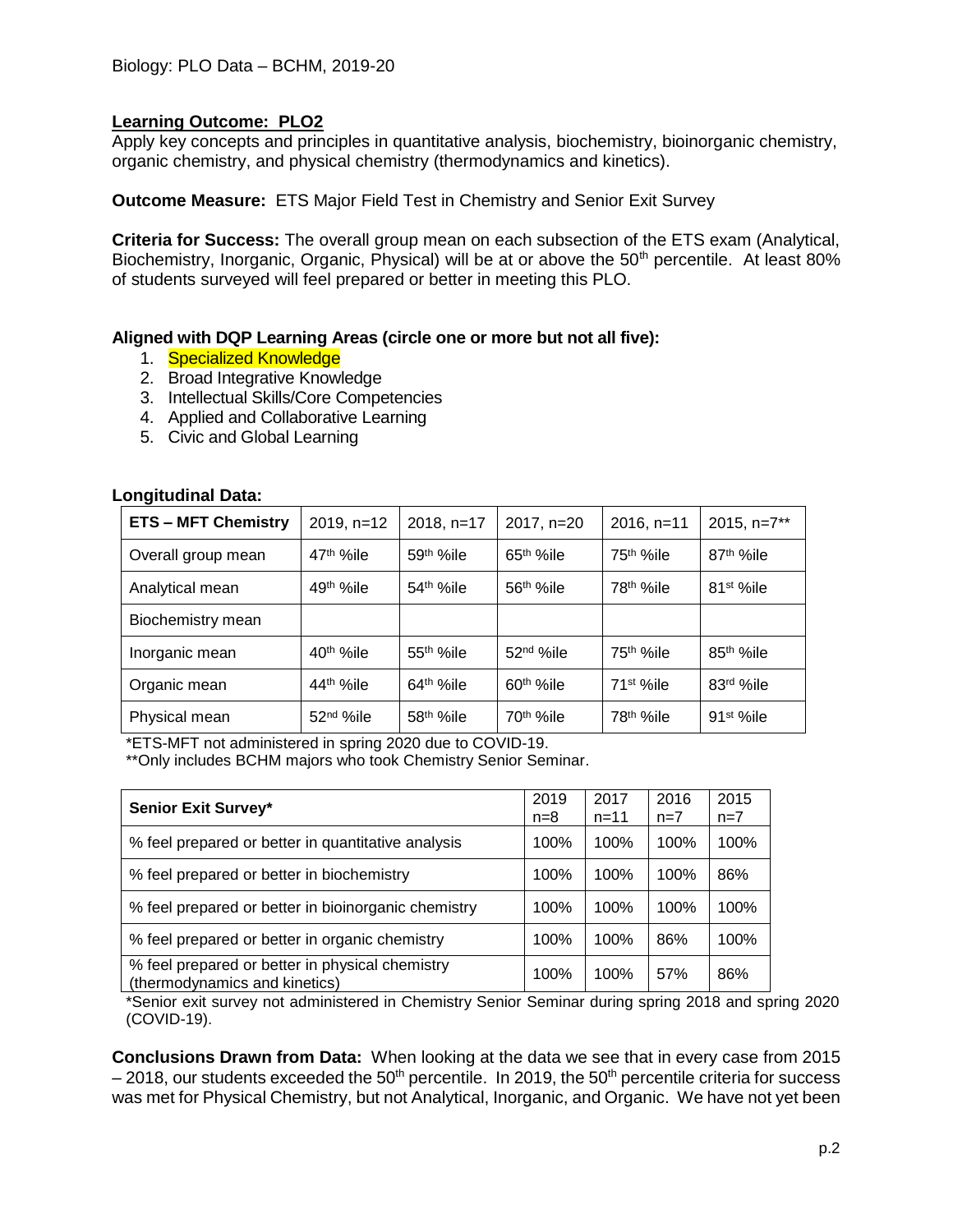Biology: PLO Data – BCHM, 2019-20

**Learning Outcome: PLO2**

Apply key concepts and principles in quantitative analysis, biochemistry, bioinorganic chemistry, organic chemistry, and physical chemistry (thermodynamics and kinetics).

**Outcome Measure:** ETS Major Field Test in Chemistry and Senior Exit Survey

**Criteria for Success:** The overall group mean on each subsection of the ETS exam (Analytical, Biochemistry, Inorganic, Organic, Physical) will be at or above the 50th percentile. At least 80% of students surveyed will feel prepared or better in meeting this PLO.

**Aligned with DQP Learning Areas (circle one or more but not all five):**

1. Specialized Knowledge
2. Broad Integrative Knowledge
3. Intellectual Skills/Core Competencies
4. Applied and Collaborative Learning
5. Civic and Global Learning

**Longitudinal Data:**

| ETS – MFT Chemistry | 2019, n=12 | 2018, n=17 | 2017, n=20 | 2016, n=11 | 2015, n=7** |
|---|---|---|---|---|---|
| Overall group mean | 47th %ile | 59th %ile | 65th %ile | 75th %ile | 87th %ile |
| Analytical mean | 49th %ile | 54th %ile | 56th %ile | 78th %ile | 81st %ile |
| Biochemistry mean | | | | | |
| Inorganic mean | 40th %ile | 55th %ile | 52nd %ile | 75th %ile | 85th %ile |
| Organic mean | 44th %ile | 64th %ile | 60th %ile | 71st %ile | 83rd %ile |
| Physical mean | 52nd %ile | 58th %ile | 70th %ile | 78th %ile | 91st %ile |

*ETS-MFT not administered in spring 2020 due to COVID-19.
**Only includes BCHM majors who took Chemistry Senior Seminar.

| Senior Exit Survey* | 2019 n=8 | 2017 n=11 | 2016 n=7 | 2015 n=7 |
|---|---|---|---|---|
| % feel prepared or better in quantitative analysis | 100% | 100% | 100% | 100% |
| % feel prepared or better in biochemistry | 100% | 100% | 100% | 86% |
| % feel prepared or better in bioinorganic chemistry | 100% | 100% | 100% | 100% |
| % feel prepared or better in organic chemistry | 100% | 100% | 86% | 100% |
| % feel prepared or better in physical chemistry (thermodynamics and kinetics) | 100% | 100% | 57% | 86% |

*Senior exit survey not administered in Chemistry Senior Seminar during spring 2018 and spring 2020 (COVID-19).

**Conclusions Drawn from Data:** When looking at the data we see that in every case from 2015 – 2018, our students exceeded the 50th percentile. In 2019, the 50th percentile criteria for success was met for Physical Chemistry, but not Analytical, Inorganic, and Organic. We have not yet been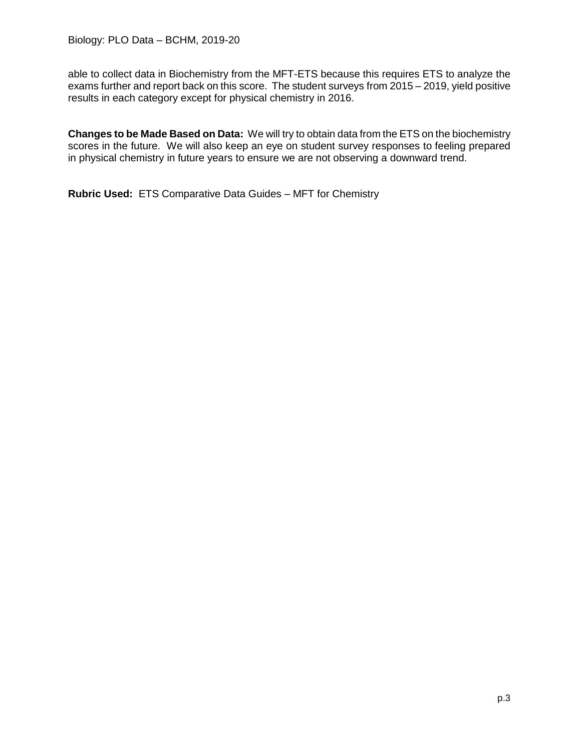able to collect data in Biochemistry from the MFT-ETS because this requires ETS to analyze the exams further and report back on this score. The student surveys from 2015 – 2019, yield positive results in each category except for physical chemistry in 2016.

**Changes to be Made Based on Data:** We will try to obtain data from the ETS on the biochemistry scores in the future. We will also keep an eye on student survey responses to feeling prepared in physical chemistry in future years to ensure we are not observing a downward trend.

**Rubric Used:** ETS Comparative Data Guides – MFT for Chemistry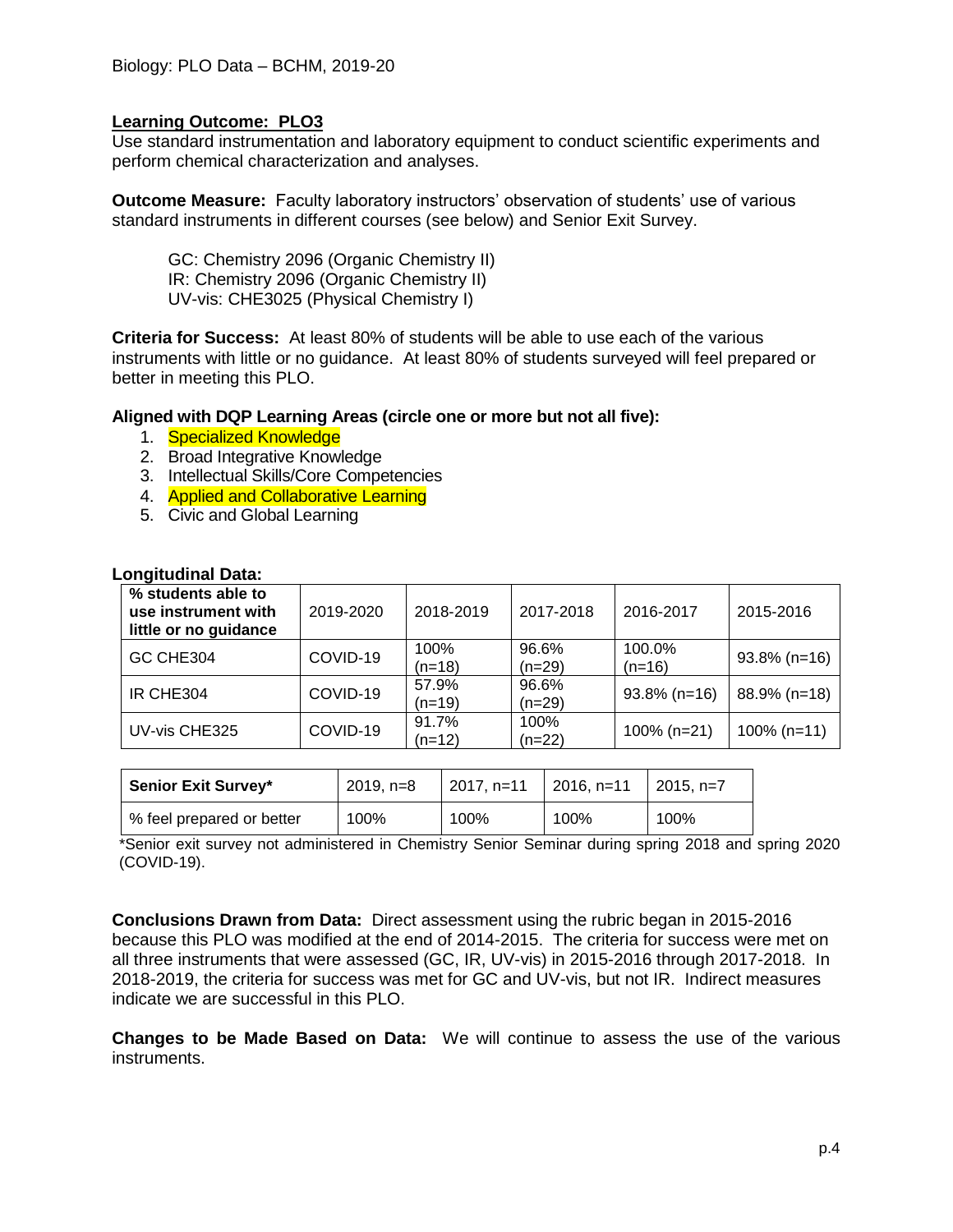Biology: PLO Data – BCHM, 2019-20

**Learning Outcome: PLO3**

Use standard instrumentation and laboratory equipment to conduct scientific experiments and perform chemical characterization and analyses.

**Outcome Measure:** Faculty laboratory instructors' observation of students' use of various standard instruments in different courses (see below) and Senior Exit Survey.

> GC: Chemistry 2096 (Organic Chemistry II)
> IR: Chemistry 2096 (Organic Chemistry II)
> UV-vis: CHE3025 (Physical Chemistry I)

**Criteria for Success:** At least 80% of students will be able to use each of the various instruments with little or no guidance. At least 80% of students surveyed will feel prepared or better in meeting this PLO.

**Aligned with DQP Learning Areas (circle one or more but not all five):**

1. Specialized Knowledge
2. Broad Integrative Knowledge
3. Intellectual Skills/Core Competencies
4. Applied and Collaborative Learning
5. Civic and Global Learning

**Longitudinal Data:**

| % students able to use instrument with little or no guidance | 2019-2020 | 2018-2019 | 2017-2018 | 2016-2017 | 2015-2016 |
|---|---|---|---|---|---|
| GC CHE304 | COVID-19 | 100% (n=18) | 96.6% (n=29) | 100.0% (n=16) | 93.8% (n=16) |
| IR CHE304 | COVID-19 | 57.9% (n=19) | 96.6% (n=29) | 93.8% (n=16) | 88.9% (n=18) |
| UV-vis CHE325 | COVID-19 | 91.7% (n=12) | 100% (n=22) | 100% (n=21) | 100% (n=11) |

| **Senior Exit Survey*** | 2019, n=8 | 2017, n=11 | 2016, n=11 | 2015, n=7 |
|---|---|---|---|---|
| % feel prepared or better | 100% | 100% | 100% | 100% |

*Senior exit survey not administered in Chemistry Senior Seminar during spring 2018 and spring 2020 (COVID-19).

**Conclusions Drawn from Data:** Direct assessment using the rubric began in 2015-2016 because this PLO was modified at the end of 2014-2015. The criteria for success were met on all three instruments that were assessed (GC, IR, UV-vis) in 2015-2016 through 2017-2018. In 2018-2019, the criteria for success was met for GC and UV-vis, but not IR. Indirect measures indicate we are successful in this PLO.

**Changes to be Made Based on Data:** We will continue to assess the use of the various instruments.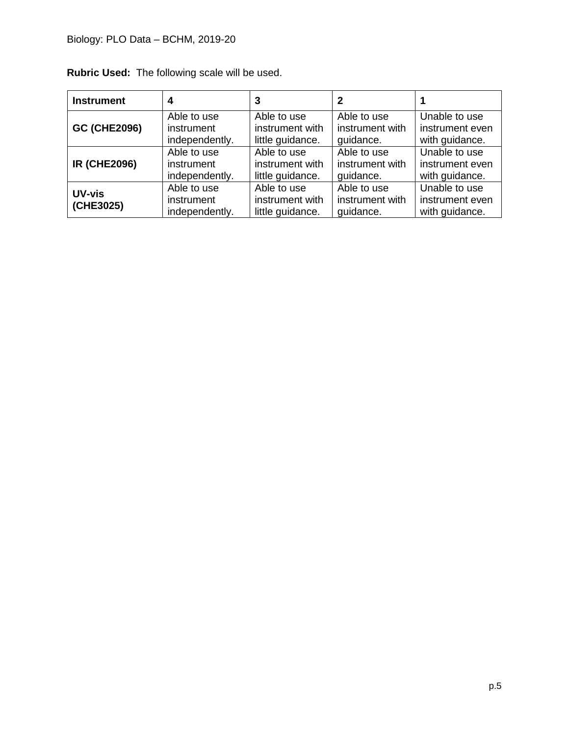**Rubric Used:** The following scale will be used.

| Instrument | 4 | 3 | 2 | 1 |
|---|---|---|---|---|
| **GC (CHE2096)** | Able to use instrument independently. | Able to use instrument with little guidance. | Able to use instrument with guidance. | Unable to use instrument even with guidance. |
| **IR (CHE2096)** | Able to use instrument independently. | Able to use instrument with little guidance. | Able to use instrument with guidance. | Unable to use instrument even with guidance. |
| **UV-vis (CHE3025)** | Able to use instrument independently. | Able to use instrument with little guidance. | Able to use instrument with guidance. | Unable to use instrument even with guidance. |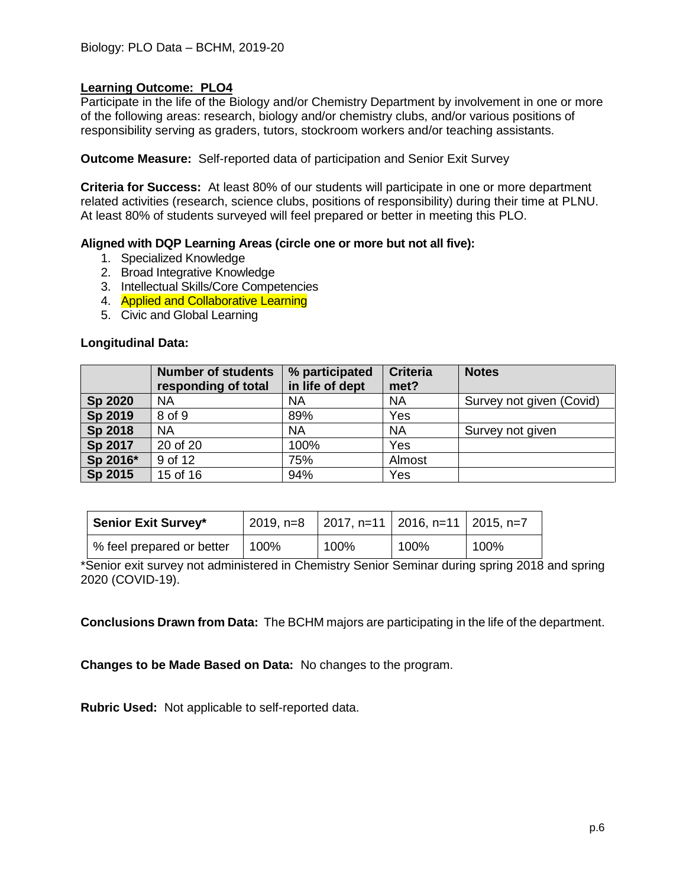Biology: PLO Data – BCHM, 2019-20

**Learning Outcome: PLO4**

Participate in the life of the Biology and/or Chemistry Department by involvement in one or more of the following areas: research, biology and/or chemistry clubs, and/or various positions of responsibility serving as graders, tutors, stockroom workers and/or teaching assistants.

**Outcome Measure:** Self-reported data of participation and Senior Exit Survey

**Criteria for Success:** At least 80% of our students will participate in one or more department related activities (research, science clubs, positions of responsibility) during their time at PLNU. At least 80% of students surveyed will feel prepared or better in meeting this PLO.

**Aligned with DQP Learning Areas (circle one or more but not all five):**

1. Specialized Knowledge
2. Broad Integrative Knowledge
3. Intellectual Skills/Core Competencies
4. Applied and Collaborative Learning
5. Civic and Global Learning

**Longitudinal Data:**

| | Number of students responding of total | % participated in life of dept | Criteria met? | Notes |
|---|---|---|---|---|
| **Sp 2020** | NA | NA | NA | Survey not given (Covid) |
| **Sp 2019** | 8 of 9 | 89% | Yes | |
| **Sp 2018** | NA | NA | NA | Survey not given |
| **Sp 2017** | 20 of 20 | 100% | Yes | |
| **Sp 2016*** | 9 of 12 | 75% | Almost | |
| **Sp 2015** | 15 of 16 | 94% | Yes | |

| **Senior Exit Survey*** | 2019, n=8 | 2017, n=11 | 2016, n=11 | 2015, n=7 |
|---|---|---|---|---|
| % feel prepared or better | 100% | 100% | 100% | 100% |

*Senior exit survey not administered in Chemistry Senior Seminar during spring 2018 and spring 2020 (COVID-19).

**Conclusions Drawn from Data:** The BCHM majors are participating in the life of the department.

**Changes to be Made Based on Data:** No changes to the program.

**Rubric Used:** Not applicable to self-reported data.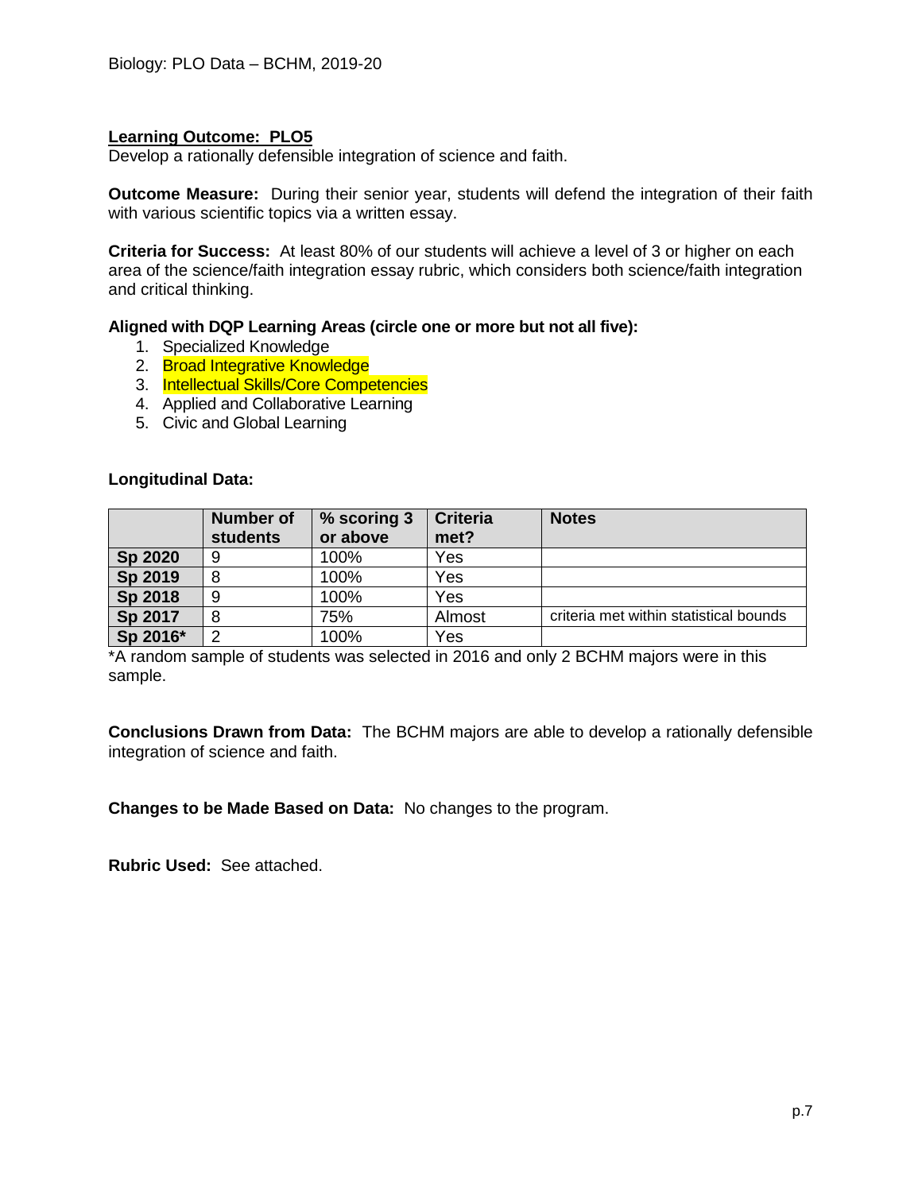**Learning Outcome: PLO5**
Develop a rationally defensible integration of science and faith.

**Outcome Measure:** During their senior year, students will defend the integration of their faith with various scientific topics via a written essay.

**Criteria for Success:** At least 80% of our students will achieve a level of 3 or higher on each area of the science/faith integration essay rubric, which considers both science/faith integration and critical thinking.

**Aligned with DQP Learning Areas (circle one or more but not all five):**

1. Specialized Knowledge
2. Broad Integrative Knowledge
3. Intellectual Skills/Core Competencies
4. Applied and Collaborative Learning
5. Civic and Global Learning

**Longitudinal Data:**

| | Number of students | % scoring 3 or above | Criteria met? | Notes |
|---|---|---|---|---|
| **Sp 2020** | 9 | 100% | Yes | |
| **Sp 2019** | 8 | 100% | Yes | |
| **Sp 2018** | 9 | 100% | Yes | |
| **Sp 2017** | 8 | 75% | Almost | criteria met within statistical bounds |
| **Sp 2016*** | 2 | 100% | Yes | |

*A random sample of students was selected in 2016 and only 2 BCHM majors were in this sample.

**Conclusions Drawn from Data:** The BCHM majors are able to develop a rationally defensible integration of science and faith.

**Changes to be Made Based on Data:** No changes to the program.

**Rubric Used:** See attached.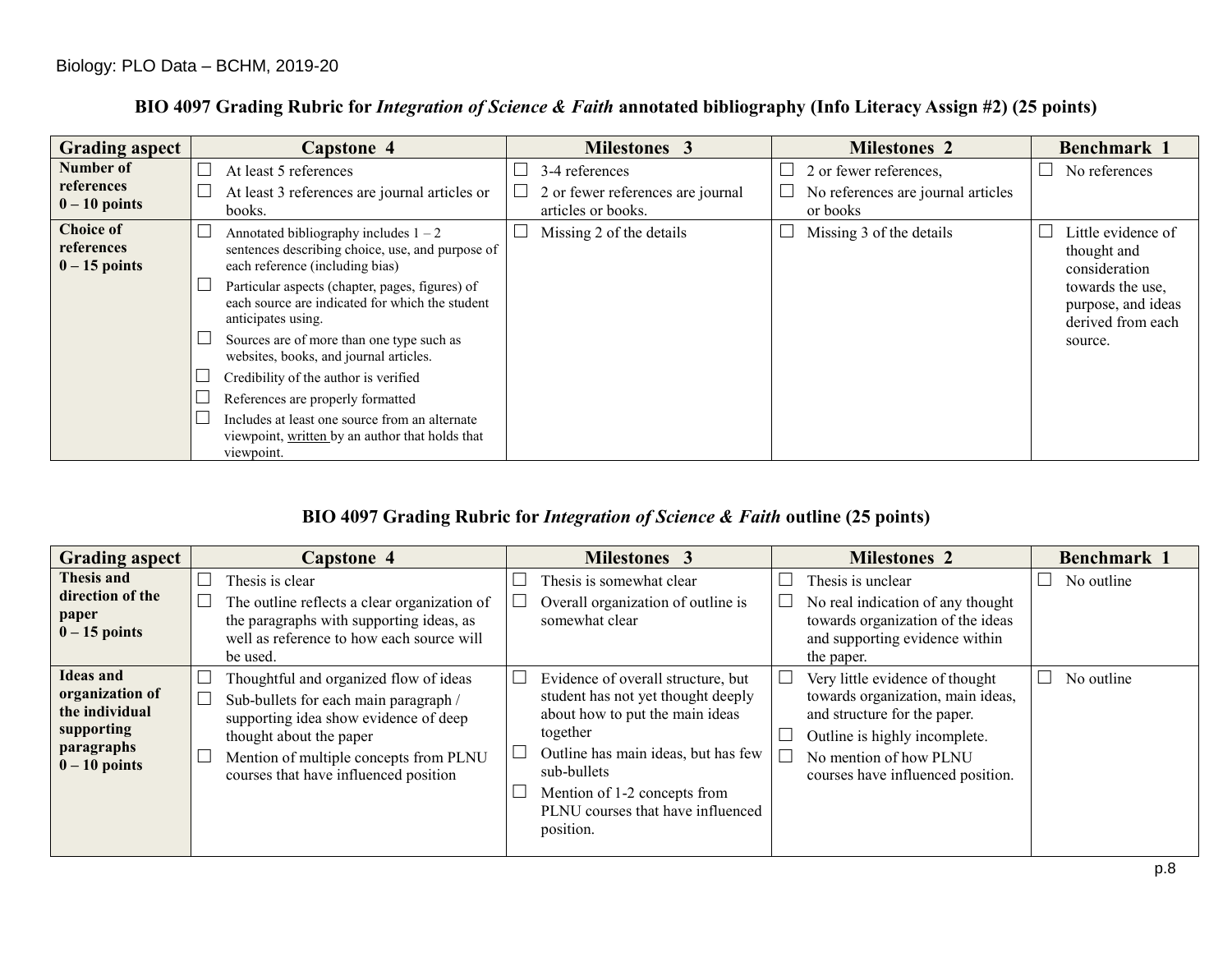Biology: PLO Data – BCHM, 2019-20

### BIO 4097 Grading Rubric for *Integration of Science & Faith* annotated bibliography (Info Literacy Assign #2) (25 points)

| Grading aspect | Capstone 4 | Milestones 3 | Milestones 2 | Benchmark 1 |
|---|---|---|---|---|
| **Number of references 0 – 10 points** | ☐ At least 5 references<br>☐ At least 3 references are journal articles or books. | ☐ 3-4 references<br>☐ 2 or fewer references are journal articles or books. | ☐ 2 or fewer references,<br>☐ No references are journal articles or books | ☐ No references |
| **Choice of references 0 – 15 points** | ☐ Annotated bibliography includes 1 – 2 sentences describing choice, use, and purpose of each reference (including bias)<br>☐ Particular aspects (chapter, pages, figures) of each source are indicated for which the student anticipates using.<br>☐ Sources are of more than one type such as websites, books, and journal articles.<br>☐ Credibility of the author is verified<br>☐ References are properly formatted<br>☐ Includes at least one source from an alternate viewpoint, <u>written</u> by an author that holds that viewpoint. | ☐ Missing 2 of the details | ☐ Missing 3 of the details | ☐ Little evidence of thought and consideration towards the use, purpose, and ideas derived from each source. |

### BIO 4097 Grading Rubric for *Integration of Science & Faith* outline (25 points)

| Grading aspect | Capstone 4 | Milestones 3 | Milestones 2 | Benchmark 1 |
|---|---|---|---|---|
| **Thesis and direction of the paper 0 – 15 points** | ☐ Thesis is clear<br>☐ The outline reflects a clear organization of the paragraphs with supporting ideas, as well as reference to how each source will be used. | ☐ Thesis is somewhat clear<br>☐ Overall organization of outline is somewhat clear | ☐ Thesis is unclear<br>☐ No real indication of any thought towards organization of the ideas and supporting evidence within the paper. | ☐ No outline |
| **Ideas and organization of the individual supporting paragraphs 0 – 10 points** | ☐ Thoughtful and organized flow of ideas<br>☐ Sub-bullets for each main paragraph / supporting idea show evidence of deep thought about the paper<br>☐ Mention of multiple concepts from PLNU courses that have influenced position | ☐ Evidence of overall structure, but student has not yet thought deeply about how to put the main ideas together<br>☐ Outline has main ideas, but has few sub-bullets<br>☐ Mention of 1-2 concepts from PLNU courses that have influenced position. | ☐ Very little evidence of thought towards organization, main ideas, and structure for the paper.<br>☐ Outline is highly incomplete.<br>☐ No mention of how PLNU courses have influenced position. | ☐ No outline |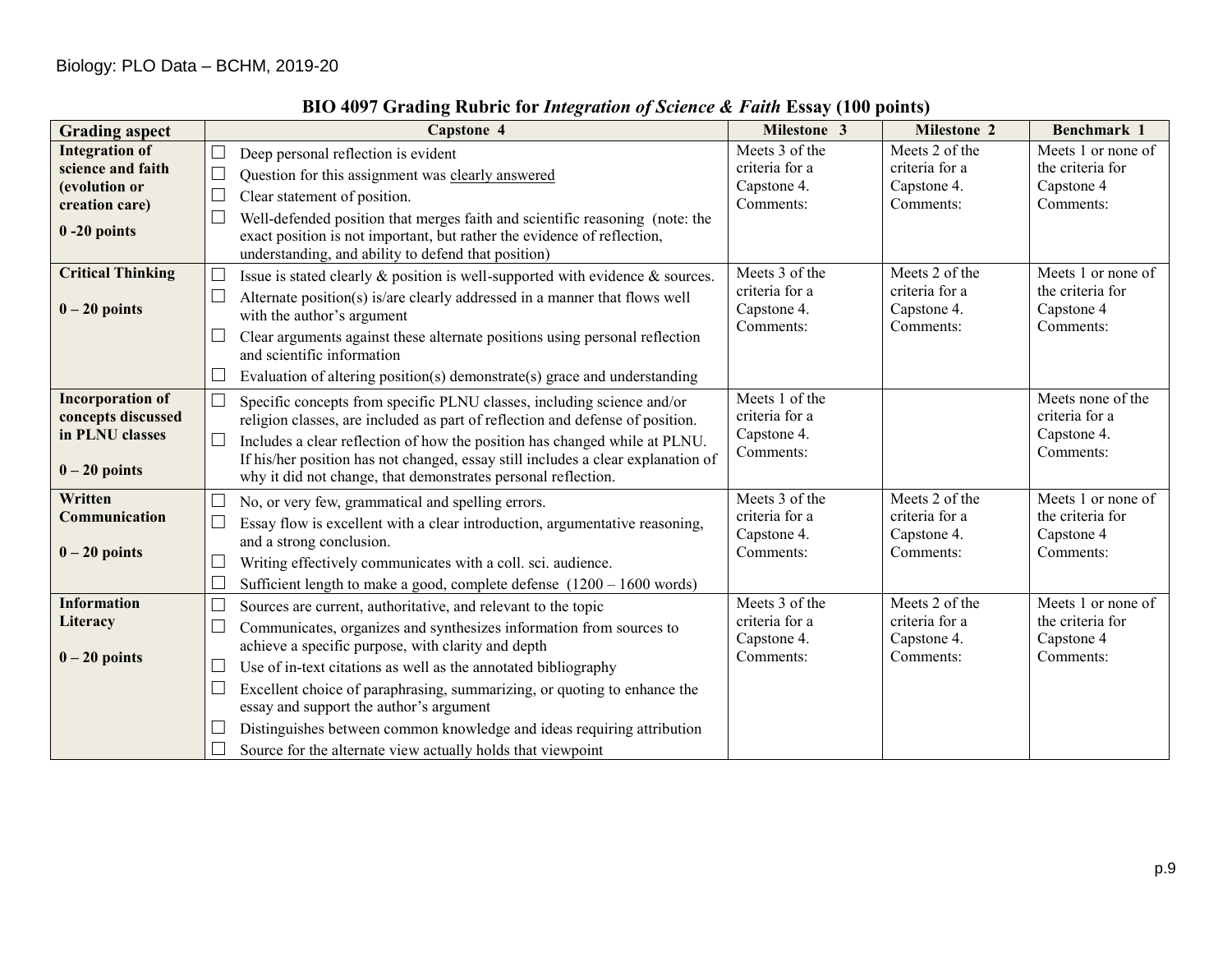Biology: PLO Data – BCHM, 2019-20

## BIO 4097 Grading Rubric for *Integration of Science & Faith* Essay (100 points)

| Grading aspect | Capstone 4 | Milestone 3 | Milestone 2 | Benchmark 1 |
|---|---|---|---|---|
| **Integration of science and faith (evolution or creation care)**<br><br>**0 -20 points** | ☐ Deep personal reflection is evident<br>☐ Question for this assignment was <u>clearly answered</u><br>☐ Clear statement of position.<br>☐ Well-defended position that merges faith and scientific reasoning (note: the exact position is not important, but rather the evidence of reflection, understanding, and ability to defend that position) | Meets 3 of the criteria for a Capstone 4. Comments: | Meets 2 of the criteria for a Capstone 4. Comments: | Meets 1 or none of the criteria for Capstone 4 Comments: |
| **Critical Thinking**<br><br>**0 – 20 points** | ☐ Issue is stated clearly & position is well-supported with evidence & sources.<br>☐ Alternate position(s) is/are clearly addressed in a manner that flows well with the author's argument<br>☐ Clear arguments against these alternate positions using personal reflection and scientific information<br>☐ Evaluation of altering position(s) demonstrate(s) grace and understanding | Meets 3 of the criteria for a Capstone 4. Comments: | Meets 2 of the criteria for a Capstone 4. Comments: | Meets 1 or none of the criteria for Capstone 4 Comments: |
| **Incorporation of concepts discussed in PLNU classes**<br><br>**0 – 20 points** | ☐ Specific concepts from specific PLNU classes, including science and/or religion classes, are included as part of reflection and defense of position.<br>☐ Includes a clear reflection of how the position has changed while at PLNU. If his/her position has not changed, essay still includes a clear explanation of why it did not change, that demonstrates personal reflection. | Meets 1 of the criteria for a Capstone 4. Comments: | | Meets none of the criteria for a Capstone 4. Comments: |
| **Written Communication**<br><br>**0 – 20 points** | ☐ No, or very few, grammatical and spelling errors.<br>☐ Essay flow is excellent with a clear introduction, argumentative reasoning, and a strong conclusion.<br>☐ Writing effectively communicates with a coll. sci. audience.<br>☐ Sufficient length to make a good, complete defense (1200 – 1600 words) | Meets 3 of the criteria for a Capstone 4. Comments: | Meets 2 of the criteria for a Capstone 4. Comments: | Meets 1 or none of the criteria for Capstone 4 Comments: |
| **Information Literacy**<br><br>**0 – 20 points** | ☐ Sources are current, authoritative, and relevant to the topic<br>☐ Communicates, organizes and synthesizes information from sources to achieve a specific purpose, with clarity and depth<br>☐ Use of in-text citations as well as the annotated bibliography<br>☐ Excellent choice of paraphrasing, summarizing, or quoting to enhance the essay and support the author's argument<br>☐ Distinguishes between common knowledge and ideas requiring attribution<br>☐ Source for the alternate view actually holds that viewpoint | Meets 3 of the criteria for a Capstone 4. Comments: | Meets 2 of the criteria for a Capstone 4. Comments: | Meets 1 or none of the criteria for Capstone 4 Comments: |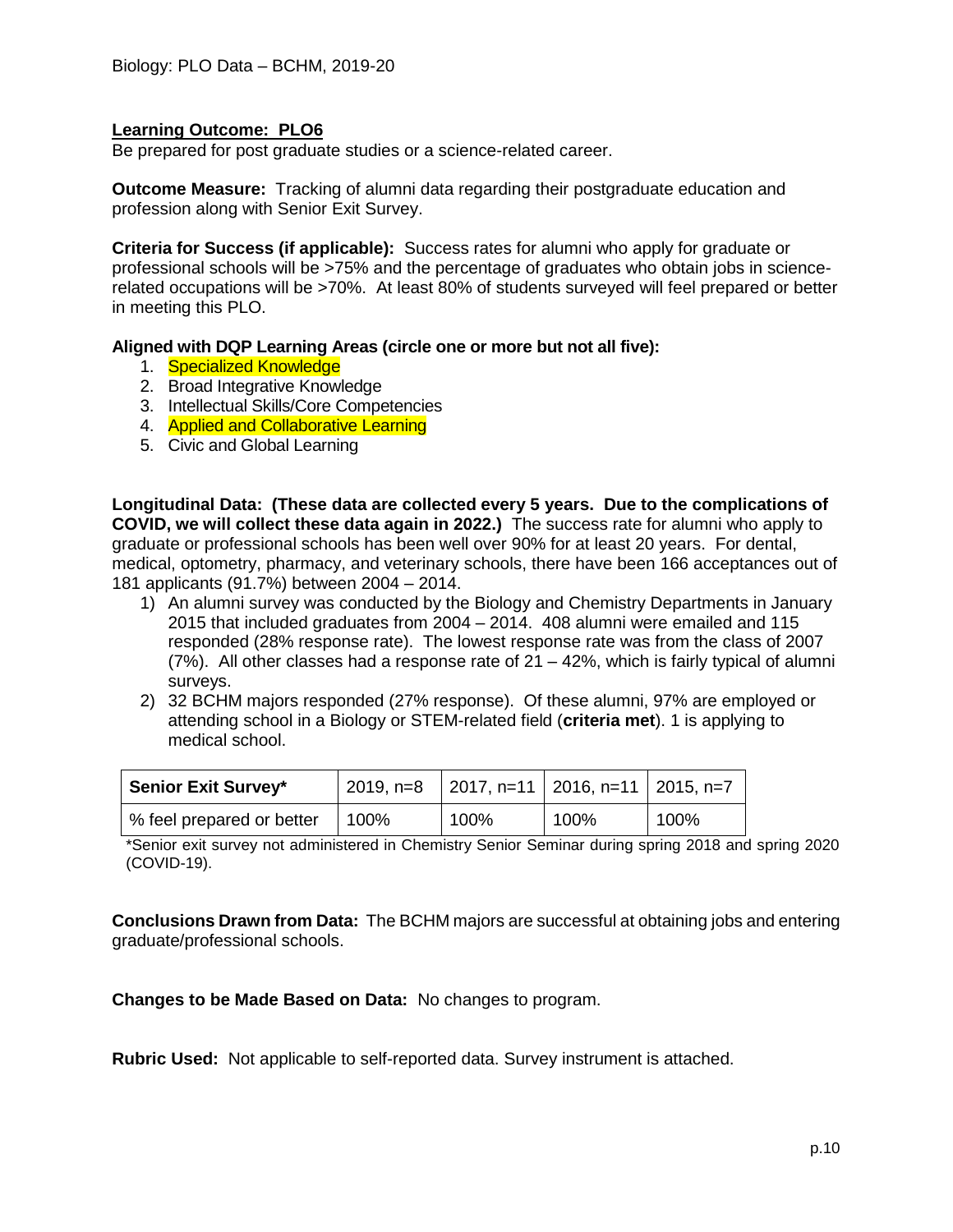**Learning Outcome: PLO6**
Be prepared for post graduate studies or a science-related career.

**Outcome Measure:** Tracking of alumni data regarding their postgraduate education and profession along with Senior Exit Survey.

**Criteria for Success (if applicable):** Success rates for alumni who apply for graduate or professional schools will be >75% and the percentage of graduates who obtain jobs in science-related occupations will be >70%. At least 80% of students surveyed will feel prepared or better in meeting this PLO.

**Aligned with DQP Learning Areas (circle one or more but not all five):**

1. Specialized Knowledge
2. Broad Integrative Knowledge
3. Intellectual Skills/Core Competencies
4. Applied and Collaborative Learning
5. Civic and Global Learning

**Longitudinal Data: (These data are collected every 5 years. Due to the complications of COVID, we will collect these data again in 2022.)** The success rate for alumni who apply to graduate or professional schools has been well over 90% for at least 20 years. For dental, medical, optometry, pharmacy, and veterinary schools, there have been 166 acceptances out of 181 applicants (91.7%) between 2004 – 2014.

1) An alumni survey was conducted by the Biology and Chemistry Departments in January 2015 that included graduates from 2004 – 2014. 408 alumni were emailed and 115 responded (28% response rate). The lowest response rate was from the class of 2007 (7%). All other classes had a response rate of 21 – 42%, which is fairly typical of alumni surveys.
2) 32 BCHM majors responded (27% response). Of these alumni, 97% are employed or attending school in a Biology or STEM-related field (**criteria met**). 1 is applying to medical school.

| **Senior Exit Survey*** | 2019, n=8 | 2017, n=11 | 2016, n=11 | 2015, n=7 |
|---|---|---|---|---|
| % feel prepared or better | 100% | 100% | 100% | 100% |

*Senior exit survey not administered in Chemistry Senior Seminar during spring 2018 and spring 2020 (COVID-19).

**Conclusions Drawn from Data:** The BCHM majors are successful at obtaining jobs and entering graduate/professional schools.

**Changes to be Made Based on Data:** No changes to program.

**Rubric Used:** Not applicable to self-reported data. Survey instrument is attached.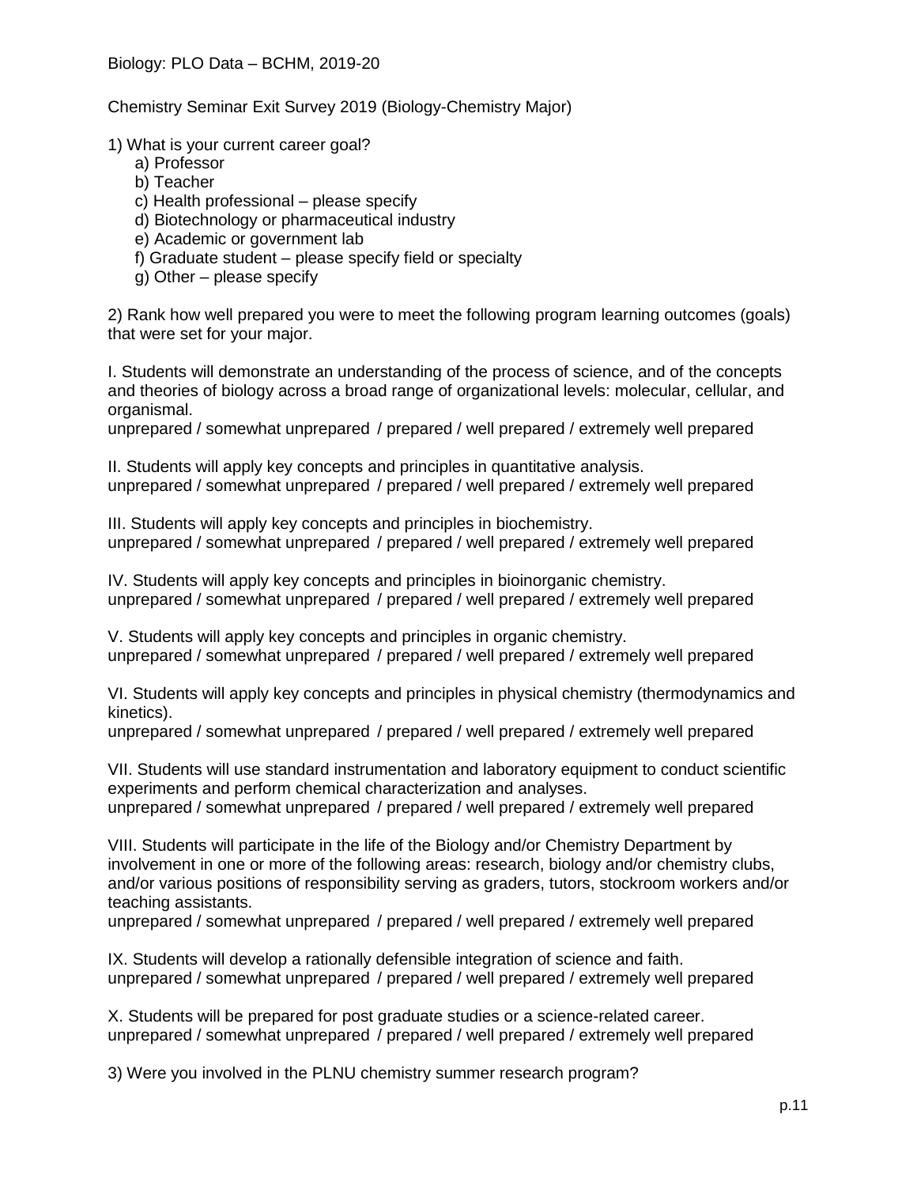Biology: PLO Data – BCHM, 2019-20

Chemistry Seminar Exit Survey 2019 (Biology-Chemistry Major)

1) What is your current career goal?
  a) Professor
  b) Teacher
  c) Health professional – please specify
  d) Biotechnology or pharmaceutical industry
  e) Academic or government lab
  f) Graduate student – please specify field or specialty
  g) Other – please specify

2) Rank how well prepared you were to meet the following program learning outcomes (goals) that were set for your major.

I. Students will demonstrate an understanding of the process of science, and of the concepts and theories of biology across a broad range of organizational levels: molecular, cellular, and organismal.
unprepared / somewhat unprepared / prepared / well prepared / extremely well prepared

II. Students will apply key concepts and principles in quantitative analysis.
unprepared / somewhat unprepared / prepared / well prepared / extremely well prepared

III. Students will apply key concepts and principles in biochemistry.
unprepared / somewhat unprepared / prepared / well prepared / extremely well prepared

IV. Students will apply key concepts and principles in bioinorganic chemistry.
unprepared / somewhat unprepared / prepared / well prepared / extremely well prepared

V. Students will apply key concepts and principles in organic chemistry.
unprepared / somewhat unprepared / prepared / well prepared / extremely well prepared

VI. Students will apply key concepts and principles in physical chemistry (thermodynamics and kinetics).
unprepared / somewhat unprepared / prepared / well prepared / extremely well prepared

VII. Students will use standard instrumentation and laboratory equipment to conduct scientific experiments and perform chemical characterization and analyses.
unprepared / somewhat unprepared / prepared / well prepared / extremely well prepared

VIII. Students will participate in the life of the Biology and/or Chemistry Department by involvement in one or more of the following areas: research, biology and/or chemistry clubs, and/or various positions of responsibility serving as graders, tutors, stockroom workers and/or teaching assistants.
unprepared / somewhat unprepared / prepared / well prepared / extremely well prepared

IX. Students will develop a rationally defensible integration of science and faith.
unprepared / somewhat unprepared / prepared / well prepared / extremely well prepared

X. Students will be prepared for post graduate studies or a science-related career.
unprepared / somewhat unprepared / prepared / well prepared / extremely well prepared

3) Were you involved in the PLNU chemistry summer research program?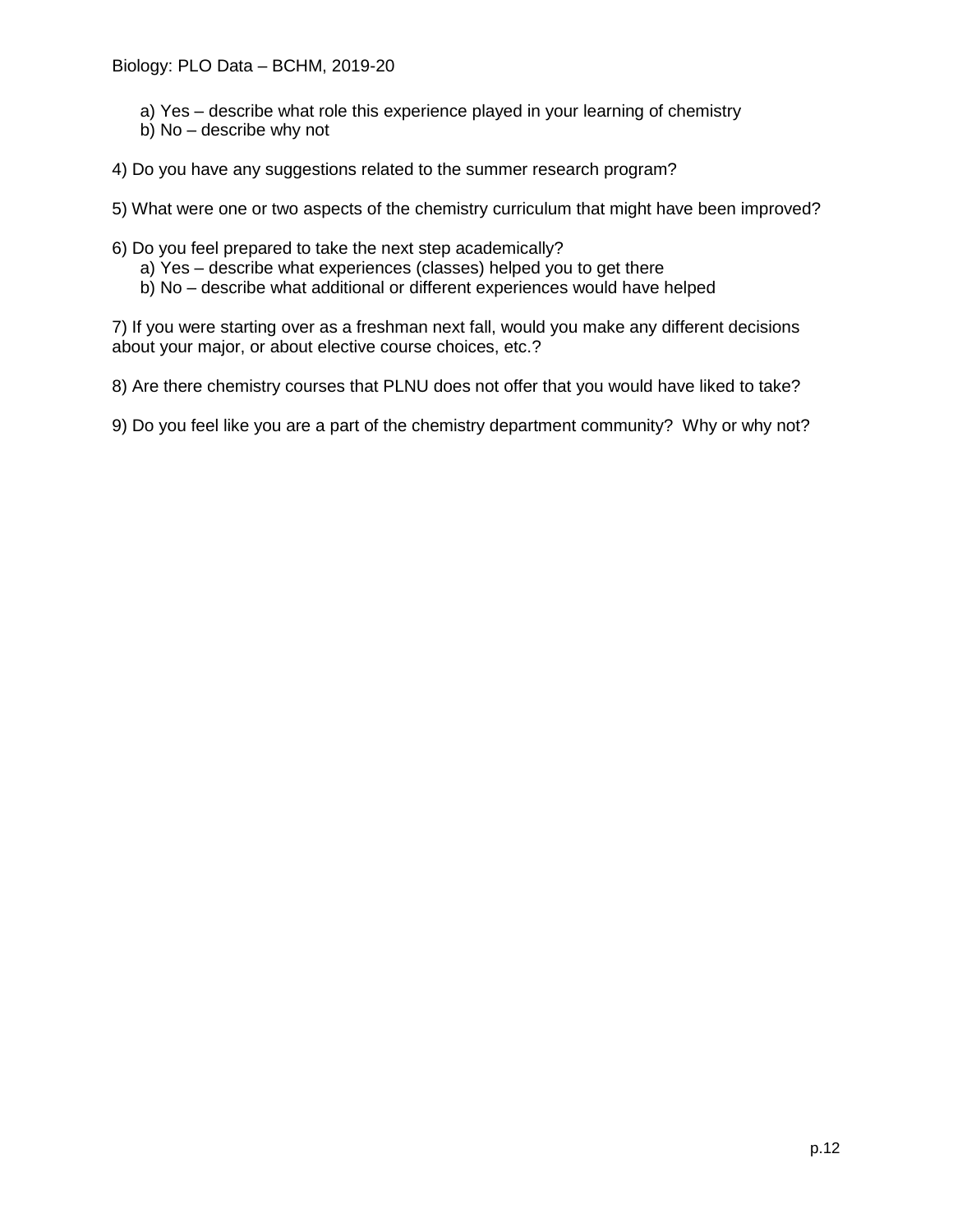a) Yes – describe what role this experience played in your learning of chemistry
   b) No – describe why not

4) Do you have any suggestions related to the summer research program?

5) What were one or two aspects of the chemistry curriculum that might have been improved?

6) Do you feel prepared to take the next step academically?
   a) Yes – describe what experiences (classes) helped you to get there
   b) No – describe what additional or different experiences would have helped

7) If you were starting over as a freshman next fall, would you make any different decisions about your major, or about elective course choices, etc.?

8) Are there chemistry courses that PLNU does not offer that you would have liked to take?

9) Do you feel like you are a part of the chemistry department community? Why or why not?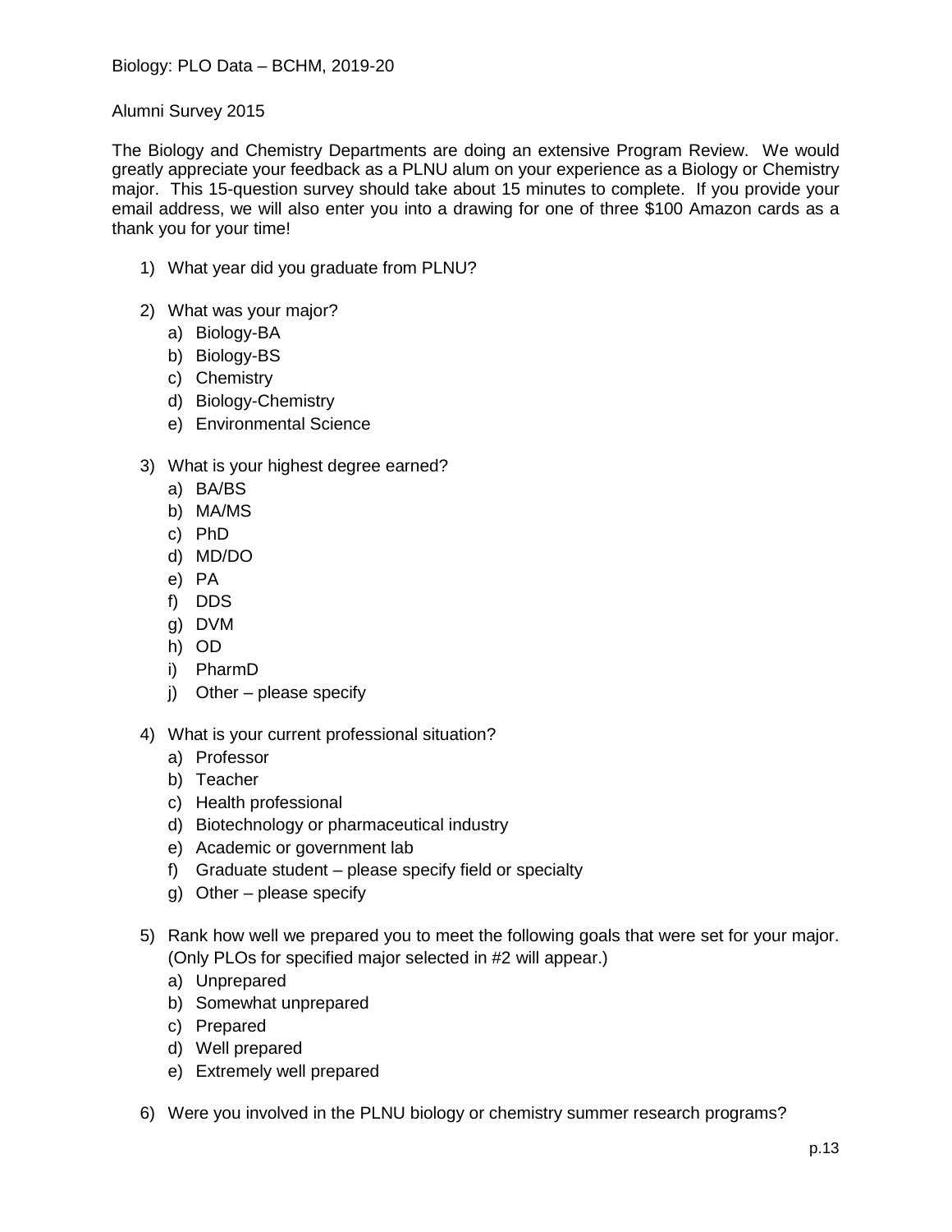Alumni Survey 2015

The Biology and Chemistry Departments are doing an extensive Program Review. We would greatly appreciate your feedback as a PLNU alum on your experience as a Biology or Chemistry major. This 15-question survey should take about 15 minutes to complete. If you provide your email address, we will also enter you into a drawing for one of three $100 Amazon cards as a thank you for your time!

1) What year did you graduate from PLNU?

2) What was your major?
   a) Biology-BA
   b) Biology-BS
   c) Chemistry
   d) Biology-Chemistry
   e) Environmental Science

3) What is your highest degree earned?
   a) BA/BS
   b) MA/MS
   c) PhD
   d) MD/DO
   e) PA
   f) DDS
   g) DVM
   h) OD
   i) PharmD
   j) Other – please specify

4) What is your current professional situation?
   a) Professor
   b) Teacher
   c) Health professional
   d) Biotechnology or pharmaceutical industry
   e) Academic or government lab
   f) Graduate student – please specify field or specialty
   g) Other – please specify

5) Rank how well we prepared you to meet the following goals that were set for your major. (Only PLOs for specified major selected in #2 will appear.)
   a) Unprepared
   b) Somewhat unprepared
   c) Prepared
   d) Well prepared
   e) Extremely well prepared

6) Were you involved in the PLNU biology or chemistry summer research programs?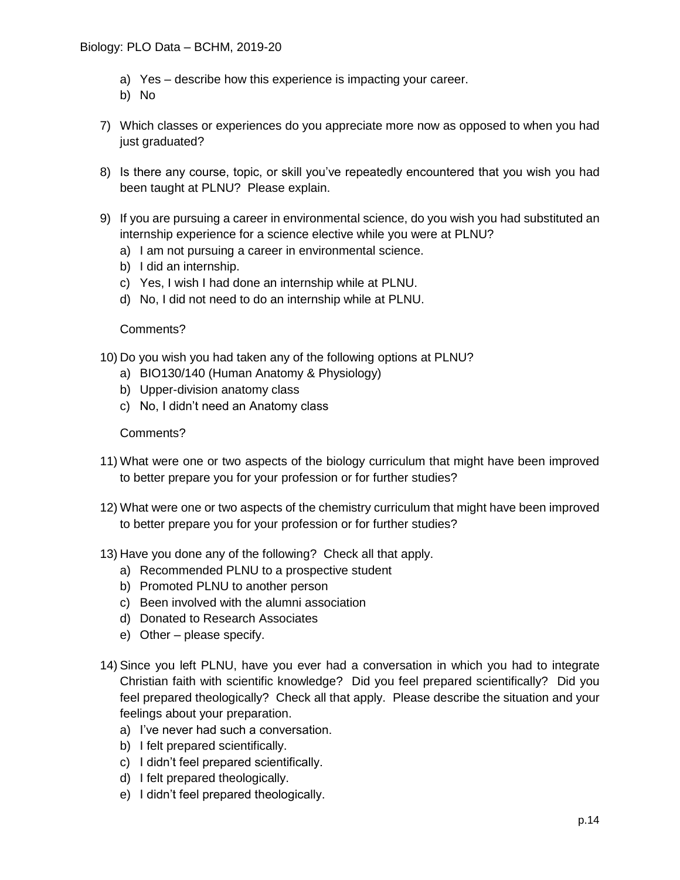a) Yes – describe how this experience is impacting your career.
   b) No

7) Which classes or experiences do you appreciate more now as opposed to when you had just graduated?

8) Is there any course, topic, or skill you've repeatedly encountered that you wish you had been taught at PLNU? Please explain.

9) If you are pursuing a career in environmental science, do you wish you had substituted an internship experience for a science elective while you were at PLNU?
   a) I am not pursuing a career in environmental science.
   b) I did an internship.
   c) Yes, I wish I had done an internship while at PLNU.
   d) No, I did not need to do an internship while at PLNU.

   Comments?

10) Do you wish you had taken any of the following options at PLNU?
   a) BIO130/140 (Human Anatomy & Physiology)
   b) Upper-division anatomy class
   c) No, I didn't need an Anatomy class

   Comments?

11) What were one or two aspects of the biology curriculum that might have been improved to better prepare you for your profession or for further studies?

12) What were one or two aspects of the chemistry curriculum that might have been improved to better prepare you for your profession or for further studies?

13) Have you done any of the following? Check all that apply.
   a) Recommended PLNU to a prospective student
   b) Promoted PLNU to another person
   c) Been involved with the alumni association
   d) Donated to Research Associates
   e) Other – please specify.

14) Since you left PLNU, have you ever had a conversation in which you had to integrate Christian faith with scientific knowledge? Did you feel prepared scientifically? Did you feel prepared theologically? Check all that apply. Please describe the situation and your feelings about your preparation.
   a) I've never had such a conversation.
   b) I felt prepared scientifically.
   c) I didn't feel prepared scientifically.
   d) I felt prepared theologically.
   e) I didn't feel prepared theologically.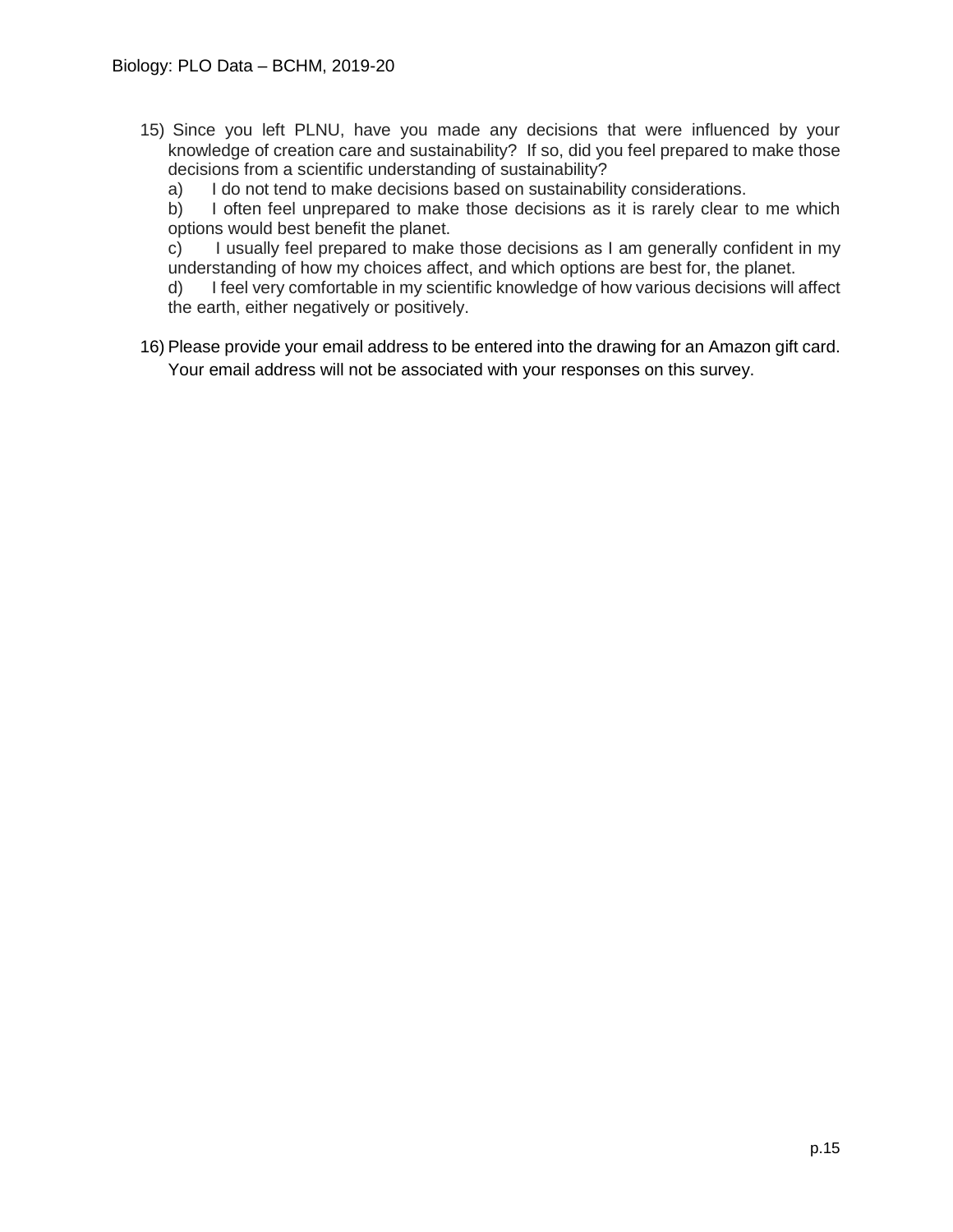15) Since you left PLNU, have you made any decisions that were influenced by your knowledge of creation care and sustainability? If so, did you feel prepared to make those decisions from a scientific understanding of sustainability?

a) I do not tend to make decisions based on sustainability considerations.

b) I often feel unprepared to make those decisions as it is rarely clear to me which options would best benefit the planet.

c) I usually feel prepared to make those decisions as I am generally confident in my understanding of how my choices affect, and which options are best for, the planet.

d) I feel very comfortable in my scientific knowledge of how various decisions will affect the earth, either negatively or positively.

16) Please provide your email address to be entered into the drawing for an Amazon gift card. Your email address will not be associated with your responses on this survey.